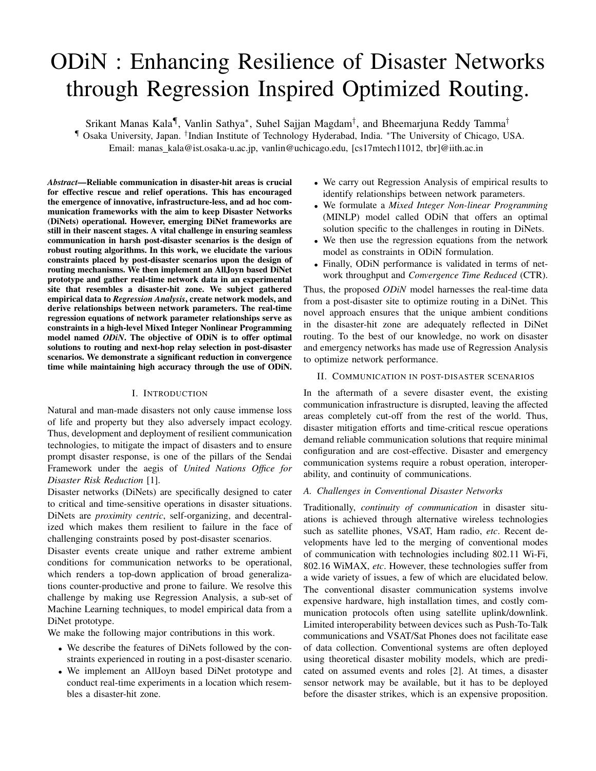# ODiN : Enhancing Resilience of Disaster Networks through Regression Inspired Optimized Routing.

Srikant Manas Kala¶, Vanlin Sathya*, Suhel Sajjan Magdam†, and Bheemarjuna Reddy Tamma†

¶ Osaka University, Japan. †Indian Institute of Technology Hyderabad, India. *The University of Chicago, USA.

Email: manas_kala@ist.osaka-u.ac.jp, vanlin@uchicago.edu, [cs17mtech11012, tbr]@iith.ac.in

***Abstract*—Reliable communication in disaster-hit areas is crucial for effective rescue and relief operations. This has encouraged the emergence of innovative, infrastructure-less, and ad hoc communication frameworks with the aim to keep Disaster Networks (DiNets) operational. However, emerging DiNet frameworks are still in their nascent stages. A vital challenge in ensuring seamless communication in harsh post-disaster scenarios is the design of robust routing algorithms. In this work, we elucidate the various constraints placed by post-disaster scenarios upon the design of routing mechanisms. We then implement an AllJoyn based DiNet prototype and gather real-time network data in an experimental site that resembles a disaster-hit zone. We subject gathered empirical data to *Regression Analysis*, create network models, and derive relationships between network parameters. The real-time regression equations of network parameter relationships serve as constraints in a high-level Mixed Integer Nonlinear Programming model named *ODiN*. The objective of ODiN is to offer optimal solutions to routing and next-hop relay selection in post-disaster scenarios. We demonstrate a significant reduction in convergence time while maintaining high accuracy through the use of ODiN.**

## I. Introduction

Natural and man-made disasters not only cause immense loss of life and property but they also adversely impact ecology. Thus, development and deployment of resilient communication technologies, to mitigate the impact of disasters and to ensure prompt disaster response, is one of the pillars of the Sendai Framework under the aegis of *United Nations Office for Disaster Risk Reduction* [1].

Disaster networks (DiNets) are specifically designed to cater to critical and time-sensitive operations in disaster situations. DiNets are *proximity centric*, self-organizing, and decentralized which makes them resilient to failure in the face of challenging constraints posed by post-disaster scenarios.

Disaster events create unique and rather extreme ambient conditions for communication networks to be operational, which renders a top-down application of broad generalizations counter-productive and prone to failure. We resolve this challenge by making use Regression Analysis, a sub-set of Machine Learning techniques, to model empirical data from a DiNet prototype.

We make the following major contributions in this work.

- We describe the features of DiNets followed by the constraints experienced in routing in a post-disaster scenario.
- We implement an AllJoyn based DiNet prototype and conduct real-time experiments in a location which resembles a disaster-hit zone.
- We carry out Regression Analysis of empirical results to identify relationships between network parameters.
- We formulate a *Mixed Integer Non-linear Programming* (MINLP) model called ODiN that offers an optimal solution specific to the challenges in routing in DiNets.
- We then use the regression equations from the network model as constraints in ODiN formulation.
- Finally, ODiN performance is validated in terms of network throughput and *Convergence Time Reduced* (CTR).

Thus, the proposed *ODiN* model harnesses the real-time data from a post-disaster site to optimize routing in a DiNet. This novel approach ensures that the unique ambient conditions in the disaster-hit zone are adequately reflected in DiNet routing. To the best of our knowledge, no work on disaster and emergency networks has made use of Regression Analysis to optimize network performance.

## II. Communication in post-disaster scenarios

In the aftermath of a severe disaster event, the existing communication infrastructure is disrupted, leaving the affected areas completely cut-off from the rest of the world. Thus, disaster mitigation efforts and time-critical rescue operations demand reliable communication solutions that require minimal configuration and are cost-effective. Disaster and emergency communication systems require a robust operation, interoperability, and continuity of communications.

### A. Challenges in Conventional Disaster Networks

Traditionally, *continuity of communication* in disaster situations is achieved through alternative wireless technologies such as satellite phones, VSAT, Ham radio, *etc*. Recent developments have led to the merging of conventional modes of communication with technologies including 802.11 Wi-Fi, 802.16 WiMAX, *etc*. However, these technologies suffer from a wide variety of issues, a few of which are elucidated below. The conventional disaster communication systems involve expensive hardware, high installation times, and costly communication protocols often using satellite uplink/downlink. Limited interoperability between devices such as Push-To-Talk communications and VSAT/Sat Phones does not facilitate ease of data collection. Conventional systems are often deployed using theoretical disaster mobility models, which are predicated on assumed events and roles [2]. At times, a disaster sensor network may be available, but it has to be deployed before the disaster strikes, which is an expensive proposition.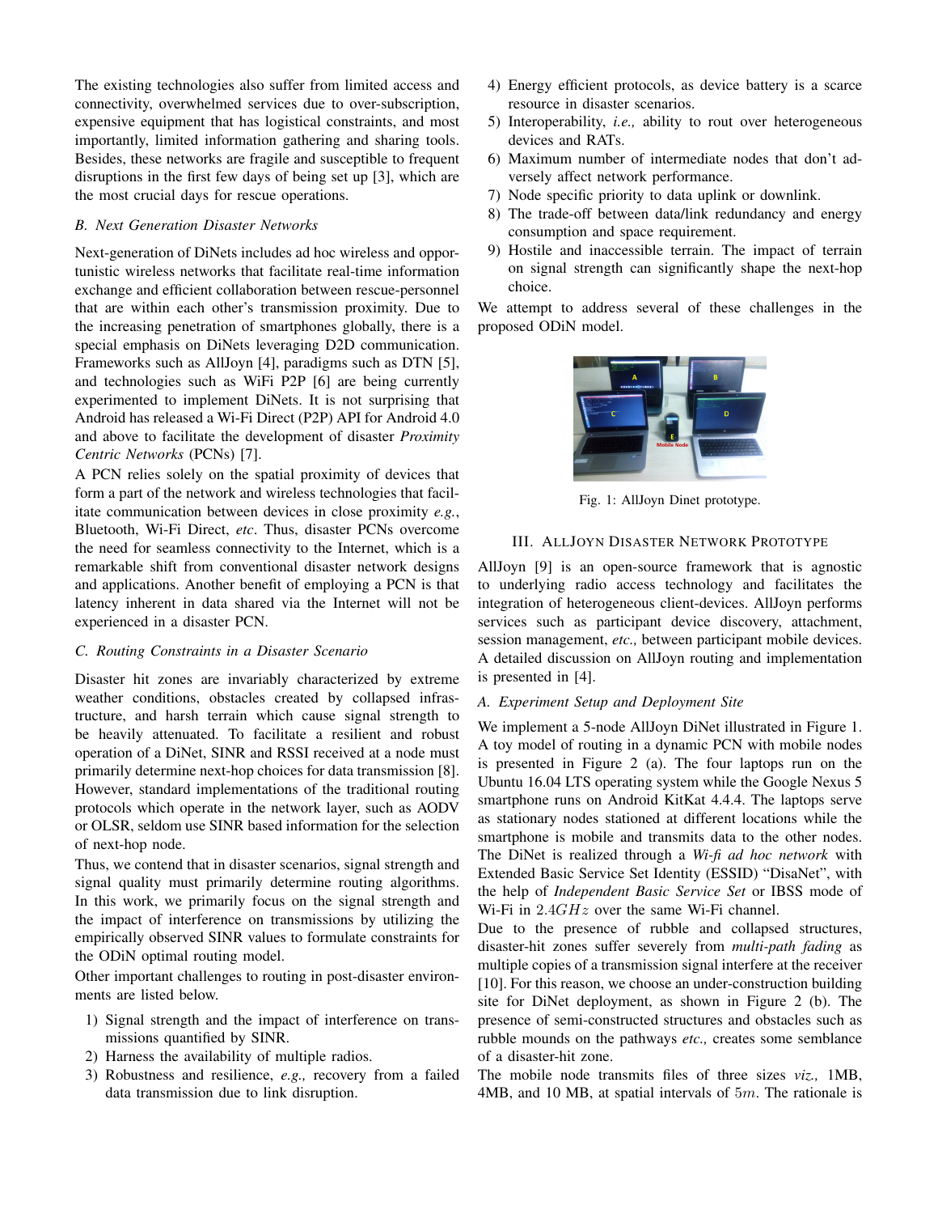The existing technologies also suffer from limited access and connectivity, overwhelmed services due to over-subscription, expensive equipment that has logistical constraints, and most importantly, limited information gathering and sharing tools. Besides, these networks are fragile and susceptible to frequent disruptions in the first few days of being set up [3], which are the most crucial days for rescue operations.

### B. Next Generation Disaster Networks

Next-generation of DiNets includes ad hoc wireless and opportunistic wireless networks that facilitate real-time information exchange and efficient collaboration between rescue-personnel that are within each other's transmission proximity. Due to the increasing penetration of smartphones globally, there is a special emphasis on DiNets leveraging D2D communication. Frameworks such as AllJoyn [4], paradigms such as DTN [5], and technologies such as WiFi P2P [6] are being currently experimented to implement DiNets. It is not surprising that Android has released a Wi-Fi Direct (P2P) API for Android 4.0 and above to facilitate the development of disaster *Proximity Centric Networks* (PCNs) [7].

A PCN relies solely on the spatial proximity of devices that form a part of the network and wireless technologies that facilitate communication between devices in close proximity *e.g.*, Bluetooth, Wi-Fi Direct, *etc*. Thus, disaster PCNs overcome the need for seamless connectivity to the Internet, which is a remarkable shift from conventional disaster network designs and applications. Another benefit of employing a PCN is that latency inherent in data shared via the Internet will not be experienced in a disaster PCN.

### C. Routing Constraints in a Disaster Scenario

Disaster hit zones are invariably characterized by extreme weather conditions, obstacles created by collapsed infrastructure, and harsh terrain which cause signal strength to be heavily attenuated. To facilitate a resilient and robust operation of a DiNet, SINR and RSSI received at a node must primarily determine next-hop choices for data transmission [8]. However, standard implementations of the traditional routing protocols which operate in the network layer, such as AODV or OLSR, seldom use SINR based information for the selection of next-hop node.

Thus, we contend that in disaster scenarios, signal strength and signal quality must primarily determine routing algorithms. In this work, we primarily focus on the signal strength and the impact of interference on transmissions by utilizing the empirically observed SINR values to formulate constraints for the ODiN optimal routing model.

Other important challenges to routing in post-disaster environments are listed below.

1) Signal strength and the impact of interference on transmissions quantified by SINR.
2) Harness the availability of multiple radios.
3) Robustness and resilience, *e.g.,* recovery from a failed data transmission due to link disruption.
4) Energy efficient protocols, as device battery is a scarce resource in disaster scenarios.
5) Interoperability, *i.e.,* ability to rout over heterogeneous devices and RATs.
6) Maximum number of intermediate nodes that don't adversely affect network performance.
7) Node specific priority to data uplink or downlink.
8) The trade-off between data/link redundancy and energy consumption and space requirement.
9) Hostile and inaccessible terrain. The impact of terrain on signal strength can significantly shape the next-hop choice.

We attempt to address several of these challenges in the proposed ODiN model.

Fig. 1: AllJoyn Dinet prototype.

## III. AllJoyn Disaster Network Prototype

AllJoyn [9] is an open-source framework that is agnostic to underlying radio access technology and facilitates the integration of heterogeneous client-devices. AllJoyn performs services such as participant device discovery, attachment, session management, *etc.,* between participant mobile devices. A detailed discussion on AllJoyn routing and implementation is presented in [4].

### A. Experiment Setup and Deployment Site

We implement a 5-node AllJoyn DiNet illustrated in Figure 1. A toy model of routing in a dynamic PCN with mobile nodes is presented in Figure 2 (a). The four laptops run on the Ubuntu 16.04 LTS operating system while the Google Nexus 5 smartphone runs on Android KitKat 4.4.4. The laptops serve as stationary nodes stationed at different locations while the smartphone is mobile and transmits data to the other nodes. The DiNet is realized through a *Wi-fi ad hoc network* with Extended Basic Service Set Identity (ESSID) "DisaNet", with the help of *Independent Basic Service Set* or IBSS mode of Wi-Fi in $2.4GHz$ over the same Wi-Fi channel.

Due to the presence of rubble and collapsed structures, disaster-hit zones suffer severely from *multi-path fading* as multiple copies of a transmission signal interfere at the receiver [10]. For this reason, we choose an under-construction building site for DiNet deployment, as shown in Figure 2 (b). The presence of semi-constructed structures and obstacles such as rubble mounds on the pathways *etc.,* creates some semblance of a disaster-hit zone.

The mobile node transmits files of three sizes *viz.,* 1MB, 4MB, and 10 MB, at spatial intervals of $5m$. The rationale is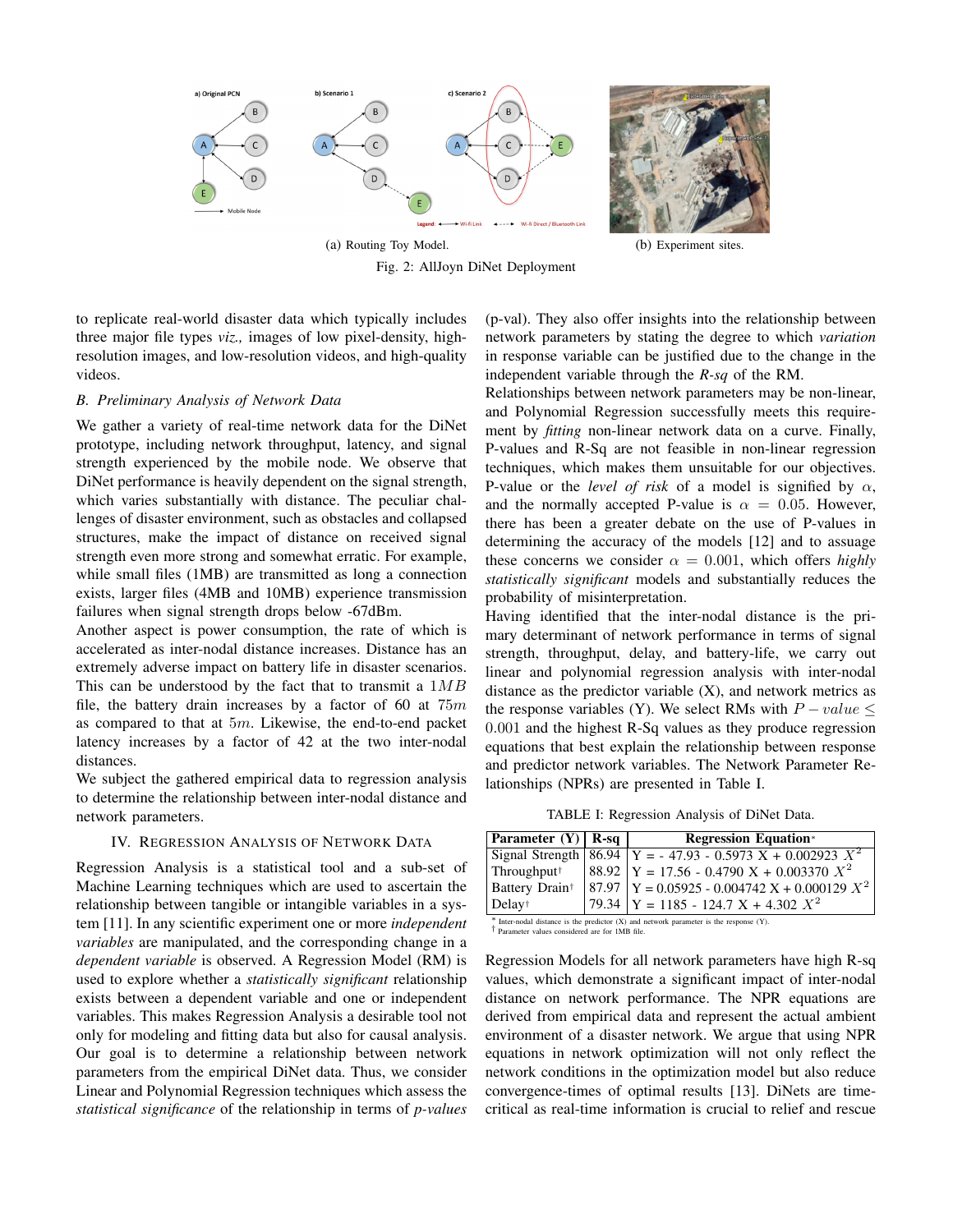(a) Routing Toy Model.

(b) Experiment sites.

Fig. 2: AllJoyn DiNet Deployment

to replicate real-world disaster data which typically includes three major file types *viz.,* images of low pixel-density, high-resolution images, and low-resolution videos, and high-quality videos.

### B. Preliminary Analysis of Network Data

We gather a variety of real-time network data for the DiNet prototype, including network throughput, latency, and signal strength experienced by the mobile node. We observe that DiNet performance is heavily dependent on the signal strength, which varies substantially with distance. The peculiar challenges of disaster environment, such as obstacles and collapsed structures, make the impact of distance on received signal strength even more strong and somewhat erratic. For example, while small files (1MB) are transmitted as long a connection exists, larger files (4MB and 10MB) experience transmission failures when signal strength drops below -67dBm.

Another aspect is power consumption, the rate of which is accelerated as inter-nodal distance increases. Distance has an extremely adverse impact on battery life in disaster scenarios. This can be understood by the fact that to transmit a $1MB$ file, the battery drain increases by a factor of 60 at $75m$ as compared to that at $5m$. Likewise, the end-to-end packet latency increases by a factor of 42 at the two inter-nodal distances.

We subject the gathered empirical data to regression analysis to determine the relationship between inter-nodal distance and network parameters.

## IV. Regression Analysis of Network Data

Regression Analysis is a statistical tool and a sub-set of Machine Learning techniques which are used to ascertain the relationship between tangible or intangible variables in a system [11]. In any scientific experiment one or more *independent variables* are manipulated, and the corresponding change in a *dependent variable* is observed. A Regression Model (RM) is used to explore whether a *statistically significant* relationship exists between a dependent variable and one or independent variables. This makes Regression Analysis a desirable tool not only for modeling and fitting data but also for causal analysis. Our goal is to determine a relationship between network parameters from the empirical DiNet data. Thus, we consider Linear and Polynomial Regression techniques which assess the *statistical significance* of the relationship in terms of *p-values* (p-val). They also offer insights into the relationship between network parameters by stating the degree to which *variation* in response variable can be justified due to the change in the independent variable through the *R-sq* of the RM.

Relationships between network parameters may be non-linear, and Polynomial Regression successfully meets this requirement by *fitting* non-linear network data on a curve. Finally, P-values and R-Sq are not feasible in non-linear regression techniques, which makes them unsuitable for our objectives. P-value or the *level of risk* of a model is signified by $\alpha$, and the normally accepted P-value is $\alpha = 0.05$. However, there has been a greater debate on the use of P-values in determining the accuracy of the models [12] and to assuage these concerns we consider $\alpha = 0.001$, which offers *highly statistically significant* models and substantially reduces the probability of misinterpretation.

Having identified that the inter-nodal distance is the primary determinant of network performance in terms of signal strength, throughput, delay, and battery-life, we carry out linear and polynomial regression analysis with inter-nodal distance as the predictor variable (X), and network metrics as the response variables (Y). We select RMs with $P-value \leq 0.001$ and the highest R-Sq values as they produce regression equations that best explain the relationship between response and predictor network variables. The Network Parameter Relationships (NPRs) are presented in Table I.

TABLE I: Regression Analysis of DiNet Data.

| Parameter (Y) | R-sq | Regression Equation* |
|---|---|---|
| Signal Strength | 86.94 | Y = - 47.93 - 0.5973 X + 0.002923 $X^2$ |
| Throughput† | 88.92 | Y = 17.56 - 0.4790 X + 0.003370 $X^2$ |
| Battery Drain† | 87.97 | Y = 0.05925 - 0.004742 X + 0.000129 $X^2$ |
| Delay† | 79.34 | Y = 1185 - 124.7 X + 4.302 $X^2$ |

\* Inter-nodal distance is the predictor (X) and network parameter is the response (Y).
† Parameter values considered are for 1MB file.

Regression Models for all network parameters have high R-sq values, which demonstrate a significant impact of inter-nodal distance on network performance. The NPR equations are derived from empirical data and represent the actual ambient environment of a disaster network. We argue that using NPR equations in network optimization will not only reflect the network conditions in the optimization model but also reduce convergence-times of optimal results [13]. DiNets are time-critical as real-time information is crucial to relief and rescue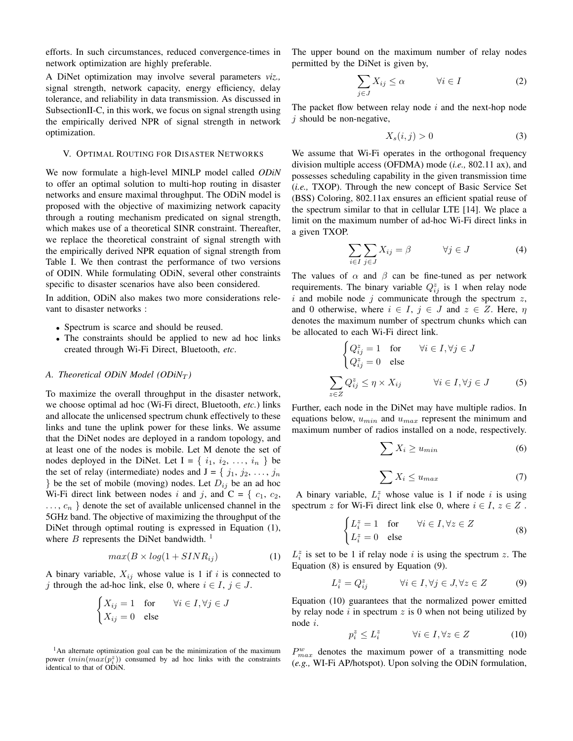efforts. In such circumstances, reduced convergence-times in network optimization are highly preferable.

A DiNet optimization may involve several parameters *viz.,* signal strength, network capacity, energy efficiency, delay tolerance, and reliability in data transmission. As discussed in SubsectionII-C, in this work, we focus on signal strength using the empirically derived NPR of signal strength in network optimization.

## V. Optimal Routing for Disaster Networks

We now formulate a high-level MINLP model called *ODiN* to offer an optimal solution to multi-hop routing in disaster networks and ensure maximal throughput. The ODiN model is proposed with the objective of maximizing network capacity through a routing mechanism predicated on signal strength, which makes use of a theoretical SINR constraint. Thereafter, we replace the theoretical constraint of signal strength with the empirically derived NPR equation of signal strength from Table I. We then contrast the performance of two versions of ODIN. While formulating ODiN, several other constraints specific to disaster scenarios have also been considered.

In addition, ODiN also makes two more considerations relevant to disaster networks :

- Spectrum is scarce and should be reused.
- The constraints should be applied to new ad hoc links created through Wi-Fi Direct, Bluetooth, *etc*.

### A. Theoretical ODiN Model ($ODiN_T$)

To maximize the overall throughput in the disaster network, we choose optimal ad hoc (Wi-Fi direct, Bluetooth, *etc.*) links and allocate the unlicensed spectrum chunk effectively to these links and tune the uplink power for these links. We assume that the DiNet nodes are deployed in a random topology, and at least one of the nodes is mobile. Let M denote the set of nodes deployed in the DiNet. Let I = { $i_1$, $i_2$, ..., $i_n$ } be the set of relay (intermediate) nodes and J = { $j_1$, $j_2$, ..., $j_n$ } be the set of mobile (moving) nodes. Let $D_{ij}$ be an ad hoc Wi-Fi direct link between nodes $i$ and $j$, and C = { $c_1$, $c_2$, ..., $c_n$ } denote the set of available unlicensed channel in the 5GHz band. The objective of maximizing the throughput of the DiNet through optimal routing is expressed in Equation (1), where $B$ represents the DiNet bandwidth. [1]

$$max(B \times log(1 + SINR_{ij})) \tag{1}$$

A binary variable, $X_{ij}$ whose value is 1 if $i$ is connected to $j$ through the ad-hoc link, else 0, where $i \in I$, $j \in J$.

$$\begin{cases} X_{ij} = 1 & \text{for} \quad \forall i \in I, \forall j \in J \\ X_{ij} = 0 & \text{else} \end{cases}$$

[1] An alternate optimization goal can be the minimization of the maximum power ($min(max(p_i^z))$ consumed by ad hoc links with the constraints identical to that of ODiN.

The upper bound on the maximum number of relay nodes permitted by the DiNet is given by,

$$\sum_{j \in J} X_{ij} \leq \alpha \qquad \forall i \in I \tag{2}$$

The packet flow between relay node $i$ and the next-hop node $j$ should be non-negative,

$$X_s(i, j) > 0 \tag{3}$$

We assume that Wi-Fi operates in the orthogonal frequency division multiple access (OFDMA) mode (*i.e.,* 802.11 ax), and possesses scheduling capability in the given transmission time (*i.e.,* TXOP). Through the new concept of Basic Service Set (BSS) Coloring, 802.11ax ensures an efficient spatial reuse of the spectrum similar to that in cellular LTE [14]. We place a limit on the maximum number of ad-hoc Wi-Fi direct links in a given TXOP.

$$\sum_{i \in I} \sum_{j \in J} X_{ij} = \beta \qquad \forall j \in J \tag{4}$$

The values of $\alpha$ and $\beta$ can be fine-tuned as per network requirements. The binary variable $Q_{ij}^z$ is 1 when relay node $i$ and mobile node $j$ communicate through the spectrum $z$, and 0 otherwise, where $i \in I$, $j \in J$ and $z \in Z$. Here, $\eta$ denotes the maximum number of spectrum chunks which can be allocated to each Wi-Fi direct link.

$$\begin{cases} Q_{ij}^z = 1 & \text{for} \quad \forall i \in I, \forall j \in J \\ Q_{ij}^z = 0 & \text{else} \end{cases}$$

$$\sum_{z \in Z} Q_{ij}^z \leq \eta \times X_{ij} \qquad \forall i \in I, \forall j \in J \tag{5}$$

Further, each node in the DiNet may have multiple radios. In equations below, $u_{min}$ and $u_{max}$ represent the minimum and maximum number of radios installed on a node, respectively.

$$\sum X_i \geq u_{min} \tag{6}$$

$$\sum X_i \leq u_{max} \tag{7}$$

A binary variable, $L_i^z$ whose value is 1 if node $i$ is using spectrum $z$ for Wi-Fi direct link else 0, where $i \in I$, $z \in Z$ .

$$\begin{cases} L_i^z = 1 & \text{for} \quad \forall i \in I, \forall z \in Z \\ L_i^z = 0 & \text{else} \end{cases} \tag{8}$$

$L_i^z$ is set to be 1 if relay node $i$ is using the spectrum $z$. The Equation (8) is ensured by Equation (9).

$$L_i^z = Q_{ij}^z \qquad \forall i \in I, \forall j \in J, \forall z \in Z \tag{9}$$

Equation (10) guarantees that the normalized power emitted by relay node $i$ in spectrum $z$ is 0 when not being utilized by node $i$.

$$p_i^z \leq L_i^z \qquad \forall i \in I, \forall z \in Z \tag{10}$$

$P_{max}^w$ denotes the maximum power of a transmitting node (*e.g.,* WI-Fi AP/hotspot). Upon solving the ODiN formulation,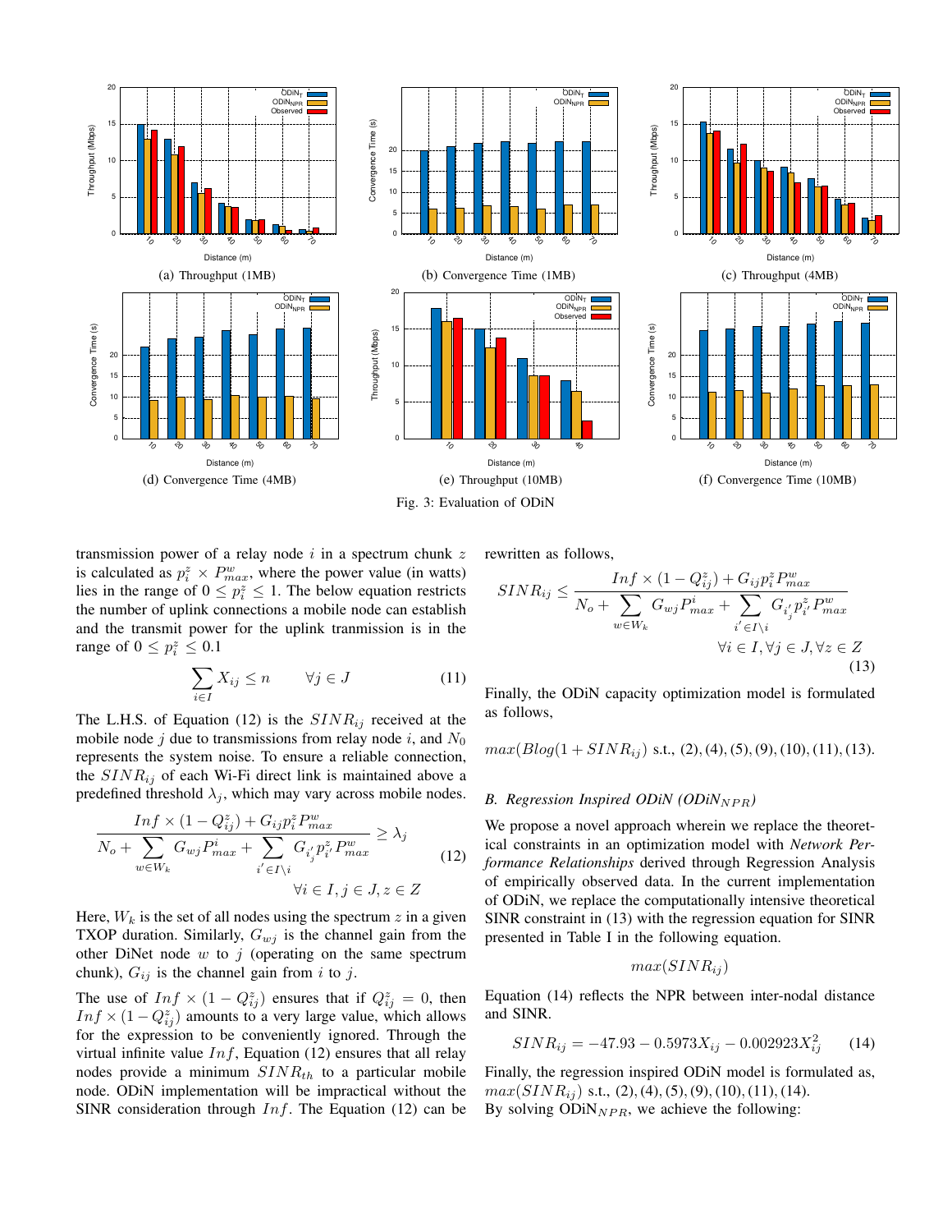(a) Throughput (1MB)

(b) Convergence Time (1MB)

(c) Throughput (4MB)

(d) Convergence Time (4MB)

(e) Throughput (10MB)

(f) Convergence Time (10MB)

Fig. 3: Evaluation of ODiN

transmission power of a relay node $i$ in a spectrum chunk $z$ is calculated as $p_i^z \times P_{max}^w$, where the power value (in watts) lies in the range of $0 \leq p_i^z \leq 1$. The below equation restricts the number of uplink connections a mobile node can establish and the transmit power for the uplink tranmission is in the range of $0 \leq p_i^z \leq 0.1$

$$\sum_{i \in I} X_{ij} \leq n \qquad \forall j \in J \tag{11}$$

The L.H.S. of Equation (12) is the $SINR_{ij}$ received at the mobile node $j$ due to transmissions from relay node $i$, and $N_0$ represents the system noise. To ensure a reliable connection, the $SINR_{ij}$ of each Wi-Fi direct link is maintained above a predefined threshold $\lambda_j$, which may vary across mobile nodes.

$$\frac{Inf \times (1 - Q_{ij}^z) + G_{ij} p_i^z P_{max}^w}{N_o + \sum_{w \in W_k} G_{wj} P_{max}^i + \sum_{i' \in I \setminus i} G_{i'_j} p_{i'}^z P_{max}^w} \geq \lambda_j \qquad \forall i \in I, j \in J, z \in Z \tag{12}$$

Here, $W_k$ is the set of all nodes using the spectrum $z$ in a given TXOP duration. Similarly, $G_{wj}$ is the channel gain from the other DiNet node $w$ to $j$ (operating on the same spectrum chunk), $G_{ij}$ is the channel gain from $i$ to $j$.

The use of $Inf \times (1 - Q_{ij}^z)$ ensures that if $Q_{ij}^z = 0$, then $Inf \times (1 - Q_{ij}^z)$ amounts to a very large value, which allows for the expression to be conveniently ignored. Through the virtual infinite value $Inf$, Equation (12) ensures that all relay nodes provide a minimum $SINR_{th}$ to a particular mobile node. ODiN implementation will be impractical without the SINR consideration through $Inf$. The Equation (12) can be rewritten as follows,

$$SINR_{ij} \leq \frac{Inf \times (1 - Q_{ij}^z) + G_{ij} p_i^z P_{max}^w}{N_o + \sum_{w \in W_k} G_{wj} P_{max}^i + \sum_{i' \in I \setminus i} G_{i'_j} p_{i'}^z P_{max}^w} \qquad \forall i \in I, \forall j \in J, \forall z \in Z \tag{13}$$

Finally, the ODiN capacity optimization model is formulated as follows,

$$max(Blog(1 + SINR_{ij}) \text{ s.t., } (2), (4), (5), (9), (10), (11), (13).$$

### B. Regression Inspired ODiN (ODiN$_{NPR}$)

We propose a novel approach wherein we replace the theoretical constraints in an optimization model with *Network Performance Relationships* derived through Regression Analysis of empirically observed data. In the current implementation of ODiN, we replace the computationally intensive theoretical SINR constraint in (13) with the regression equation for SINR presented in Table I in the following equation.

$$max(SINR_{ij})$$

Equation (14) reflects the NPR between inter-nodal distance and SINR.

$$SINR_{ij} = -47.93 - 0.5973 X_{ij} - 0.002923 X_{ij}^2 \tag{14}$$

Finally, the regression inspired ODiN model is formulated as, $max(SINR_{ij})$ s.t., (2), (4), (5), (9), (10), (11), (14).
By solving ODiN$_{NPR}$, we achieve the following: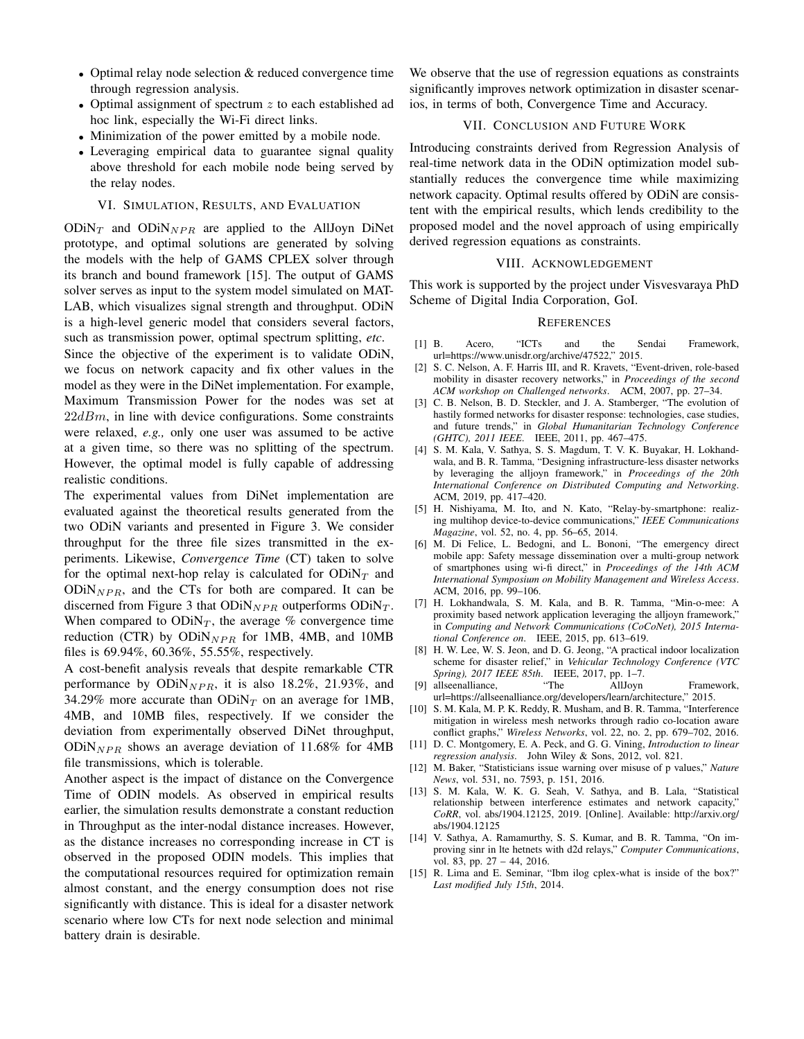- Optimal relay node selection & reduced convergence time through regression analysis.
- Optimal assignment of spectrum $z$ to each established ad hoc link, especially the Wi-Fi direct links.
- Minimization of the power emitted by a mobile node.
- Leveraging empirical data to guarantee signal quality above threshold for each mobile node being served by the relay nodes.

## VI. Simulation, Results, and Evaluation

ODiN$_T$ and ODiN$_{NPR}$ are applied to the AllJoyn DiNet prototype, and optimal solutions are generated by solving the models with the help of GAMS CPLEX solver through its branch and bound framework [15]. The output of GAMS solver serves as input to the system model simulated on MATLAB, which visualizes signal strength and throughput. ODiN is a high-level generic model that considers several factors, such as transmission power, optimal spectrum splitting, *etc*.

Since the objective of the experiment is to validate ODiN, we focus on network capacity and fix other values in the model as they were in the DiNet implementation. For example, Maximum Transmission Power for the nodes was set at $22dBm$, in line with device configurations. Some constraints were relaxed, *e.g.,* only one user was assumed to be active at a given time, so there was no splitting of the spectrum. However, the optimal model is fully capable of addressing realistic conditions.

The experimental values from DiNet implementation are evaluated against the theoretical results generated from the two ODiN variants and presented in Figure 3. We consider throughput for the three file sizes transmitted in the experiments. Likewise, *Convergence Time* (CT) taken to solve for the optimal next-hop relay is calculated for ODiN$_T$ and ODiN$_{NPR}$, and the CTs for both are compared. It can be discerned from Figure 3 that ODiN$_{NPR}$ outperforms ODiN$_T$. When compared to ODiN$_T$, the average % convergence time reduction (CTR) by ODiN$_{NPR}$ for 1MB, 4MB, and 10MB files is 69.94%, 60.36%, 55.55%, respectively.

A cost-benefit analysis reveals that despite remarkable CTR performance by ODiN$_{NPR}$, it is also 18.2%, 21.93%, and 34.29% more accurate than ODiN$_T$ on an average for 1MB, 4MB, and 10MB files, respectively. If we consider the deviation from experimentally observed DiNet throughput, ODiN$_{NPR}$ shows an average deviation of 11.68% for 4MB file transmissions, which is tolerable.

Another aspect is the impact of distance on the Convergence Time of ODIN models. As observed in empirical results earlier, the simulation results demonstrate a constant reduction in Throughput as the inter-nodal distance increases. However, as the distance increases no corresponding increase in CT is observed in the proposed ODIN models. This implies that the computational resources required for optimization remain almost constant, and the energy consumption does not rise significantly with distance. This is ideal for a disaster network scenario where low CTs for next node selection and minimal battery drain is desirable.

We observe that the use of regression equations as constraints significantly improves network optimization in disaster scenarios, in terms of both, Convergence Time and Accuracy.

## VII. Conclusion and Future Work

Introducing constraints derived from Regression Analysis of real-time network data in the ODiN optimization model substantially reduces the convergence time while maximizing network capacity. Optimal results offered by ODiN are consistent with the empirical results, which lends credibility to the proposed model and the novel approach of using empirically derived regression equations as constraints.

## VIII. Acknowledgement

This work is supported by the project under Visvesvaraya PhD Scheme of Digital India Corporation, GoI.

## References

[1] B. Acero, "ICTs and the Sendai Framework, url=https://www.unisdr.org/archive/47522," 2015.

[2] S. C. Nelson, A. F. Harris III, and R. Kravets, "Event-driven, role-based mobility in disaster recovery networks," in *Proceedings of the second ACM workshop on Challenged networks*. ACM, 2007, pp. 27–34.

[3] C. B. Nelson, B. D. Steckler, and J. A. Stamberger, "The evolution of hastily formed networks for disaster response: technologies, case studies, and future trends," in *Global Humanitarian Technology Conference (GHTC), 2011 IEEE*. IEEE, 2011, pp. 467–475.

[4] S. M. Kala, V. Sathya, S. S. Magdum, T. V. K. Buyakar, H. Lokhandwala, and B. R. Tamma, "Designing infrastructure-less disaster networks by leveraging the alljoyn framework," in *Proceedings of the 20th International Conference on Distributed Computing and Networking*. ACM, 2019, pp. 417–420.

[5] H. Nishiyama, M. Ito, and N. Kato, "Relay-by-smartphone: realizing multihop device-to-device communications," *IEEE Communications Magazine*, vol. 52, no. 4, pp. 56–65, 2014.

[6] M. Di Felice, L. Bedogni, and L. Bononi, "The emergency direct mobile app: Safety message dissemination over a multi-group network of smartphones using wi-fi direct," in *Proceedings of the 14th ACM International Symposium on Mobility Management and Wireless Access*. ACM, 2016, pp. 99–106.

[7] H. Lokhandwala, S. M. Kala, and B. R. Tamma, "Min-o-mee: A proximity based network application leveraging the alljoyn framework," in *Computing and Network Communications (CoCoNet), 2015 International Conference on*. IEEE, 2015, pp. 613–619.

[8] H. W. Lee, W. S. Jeon, and D. G. Jeong, "A practical indoor localization scheme for disaster relief," in *Vehicular Technology Conference (VTC Spring), 2017 IEEE 85th*. IEEE, 2017, pp. 1–7.

[9] allseenalliance, "The AllJoyn Framework, url=https://allseenalliance.org/developers/learn/architecture," 2015.

[10] S. M. Kala, M. P. K. Reddy, R. Musham, and B. R. Tamma, "Interference mitigation in wireless mesh networks through radio co-location aware conflict graphs," *Wireless Networks*, vol. 22, no. 2, pp. 679–702, 2016.

[11] D. C. Montgomery, E. A. Peck, and G. G. Vining, *Introduction to linear regression analysis*. John Wiley & Sons, 2012, vol. 821.

[12] M. Baker, "Statisticians issue warning over misuse of p values," *Nature News*, vol. 531, no. 7593, p. 151, 2016.

[13] S. M. Kala, W. K. G. Seah, V. Sathya, and B. Lala, "Statistical relationship between interference estimates and network capacity," *CoRR*, vol. abs/1904.12125, 2019. [Online]. Available: http://arxiv.org/abs/1904.12125

[14] V. Sathya, A. Ramamurthy, S. S. Kumar, and B. R. Tamma, "On improving sinr in lte hetnets with d2d relays," *Computer Communications*, vol. 83, pp. 27 – 44, 2016.

[15] R. Lima and E. Seminar, "Ibm ilog cplex-what is inside of the box?" *Last modified July 15th*, 2014.